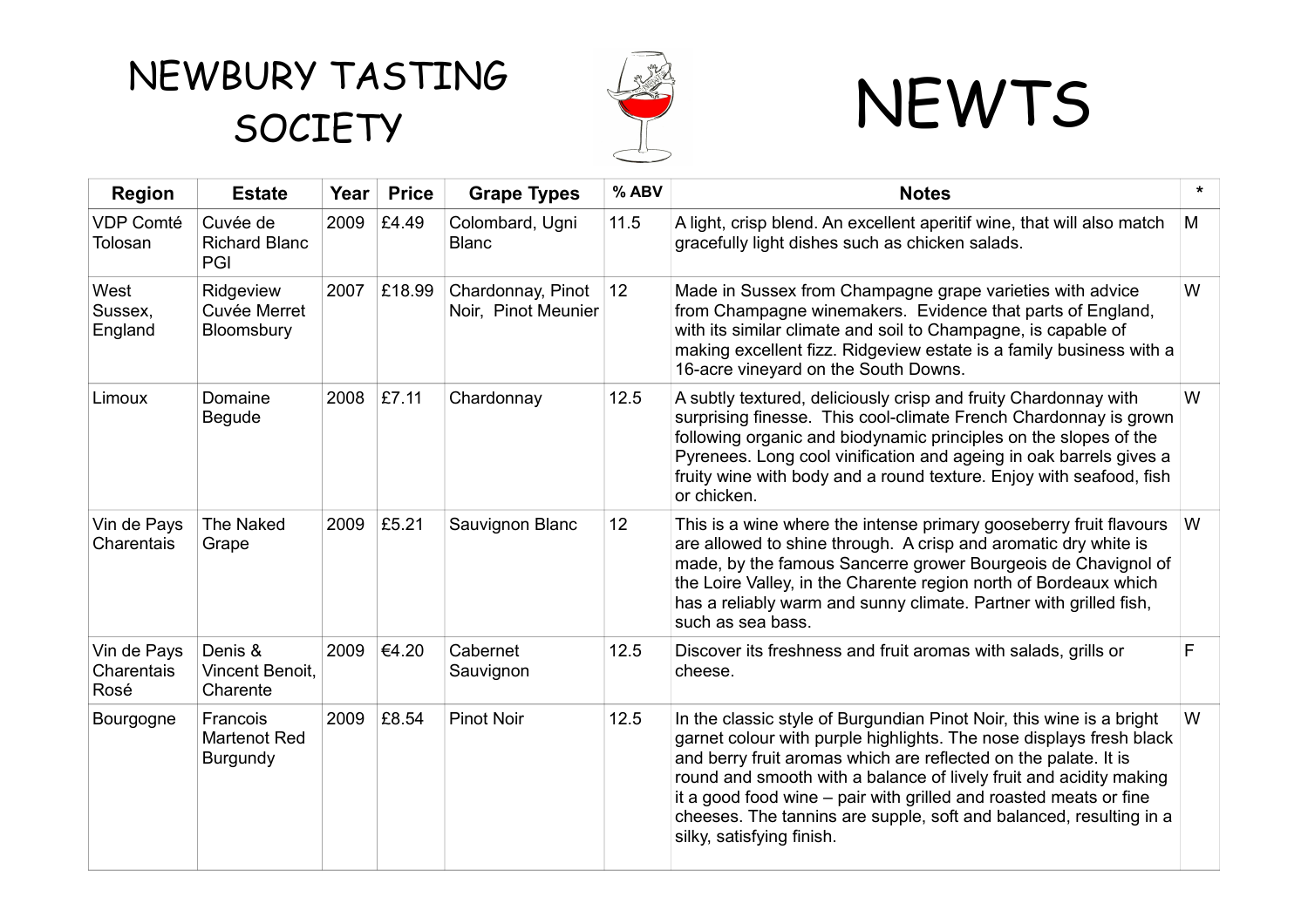# NEWBURY TASTING SOCIETY

# NEWTS

| Region | Estate | Year | Price | Grape Types | % ABV | Notes | * |
|---|---|---|---|---|---|---|---|
| VDP Comté Tolosan | Cuvée de Richard Blanc PGI | 2009 | £4.49 | Colombard, Ugni Blanc | 11.5 | A light, crisp blend. An excellent aperitif wine, that will also match gracefully light dishes such as chicken salads. | M |
| West Sussex, England | Ridgeview Cuvée Merret Bloomsbury | 2007 | £18.99 | Chardonnay, Pinot Noir, Pinot Meunier | 12 | Made in Sussex from Champagne grape varieties with advice from Champagne winemakers. Evidence that parts of England, with its similar climate and soil to Champagne, is capable of making excellent fizz. Ridgeview estate is a family business with a 16-acre vineyard on the South Downs. | W |
| Limoux | Domaine Begude | 2008 | £7.11 | Chardonnay | 12.5 | A subtly textured, deliciously crisp and fruity Chardonnay with surprising finesse. This cool-climate French Chardonnay is grown following organic and biodynamic principles on the slopes of the Pyrenees. Long cool vinification and ageing in oak barrels gives a fruity wine with body and a round texture. Enjoy with seafood, fish or chicken. | W |
| Vin de Pays Charentais | The Naked Grape | 2009 | £5.21 | Sauvignon Blanc | 12 | This is a wine where the intense primary gooseberry fruit flavours are allowed to shine through. A crisp and aromatic dry white is made, by the famous Sancerre grower Bourgeois de Chavignol of the Loire Valley, in the Charente region north of Bordeaux which has a reliably warm and sunny climate. Partner with grilled fish, such as sea bass. | W |
| Vin de Pays Charentais Rosé | Denis & Vincent Benoit, Charente | 2009 | €4.20 | Cabernet Sauvignon | 12.5 | Discover its freshness and fruit aromas with salads, grills or cheese. | F |
| Bourgogne | Francois Martenot Red Burgundy | 2009 | £8.54 | Pinot Noir | 12.5 | In the classic style of Burgundian Pinot Noir, this wine is a bright garnet colour with purple highlights. The nose displays fresh black and berry fruit aromas which are reflected on the palate. It is round and smooth with a balance of lively fruit and acidity making it a good food wine – pair with grilled and roasted meats or fine cheeses. The tannins are supple, soft and balanced, resulting in a silky, satisfying finish. | W |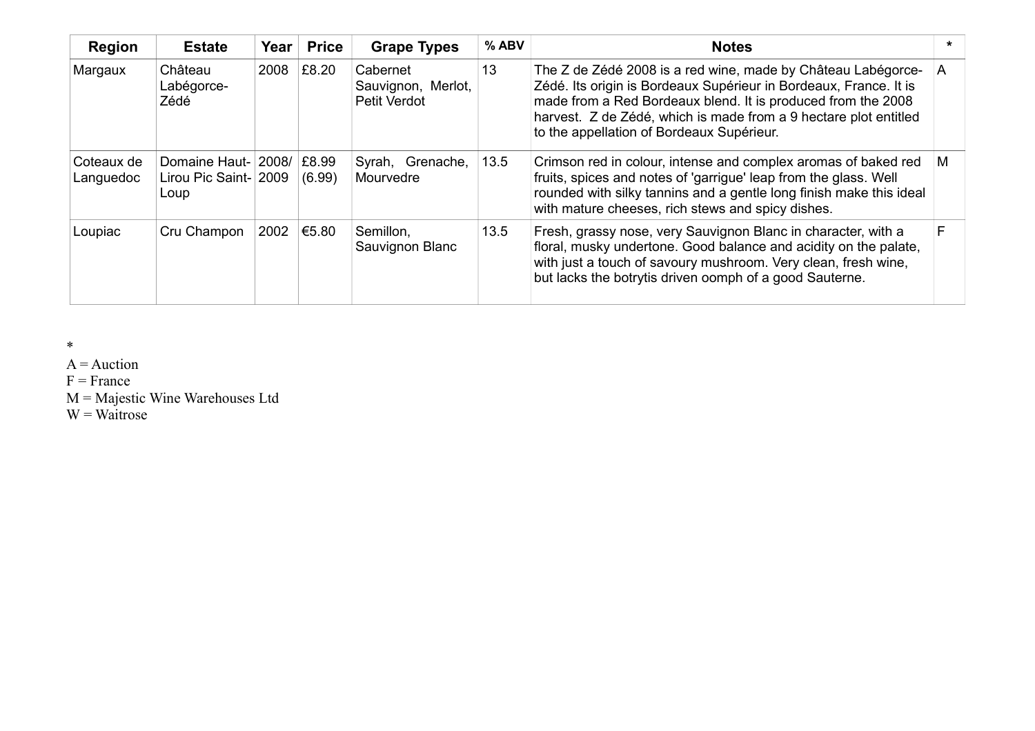| Region | Estate | Year | Price | Grape Types | % ABV | Notes | * |
|---|---|---|---|---|---|---|---|
| Margaux | Château Labégorce-Zédé | 2008 | £8.20 | Cabernet Sauvignon, Merlot, Petit Verdot | 13 | The Z de Zédé 2008 is a red wine, made by Château Labégorce-Zédé. Its origin is Bordeaux Supérieur in Bordeaux, France. It is made from a Red Bordeaux blend. It is produced from the 2008 harvest. Z de Zédé, which is made from a 9 hectare plot entitled to the appellation of Bordeaux Supérieur. | A |
| Coteaux de Languedoc | Domaine Haut-Lirou Pic Saint-Loup | 2008/ 2009 | £8.99 (6.99) | Syrah, Grenache, Mourvedre | 13.5 | Crimson red in colour, intense and complex aromas of baked red fruits, spices and notes of 'garrigue' leap from the glass. Well rounded with silky tannins and a gentle long finish make this ideal with mature cheeses, rich stews and spicy dishes. | M |
| Loupiac | Cru Champon | 2002 | €5.80 | Semillon, Sauvignon Blanc | 13.5 | Fresh, grassy nose, very Sauvignon Blanc in character, with a floral, musky undertone. Good balance and acidity on the palate, with just a touch of savoury mushroom. Very clean, fresh wine, but lacks the botrytis driven oomph of a good Sauterne. | F |

*

A = Auction
F = France
M = Majestic Wine Warehouses Ltd
W = Waitrose